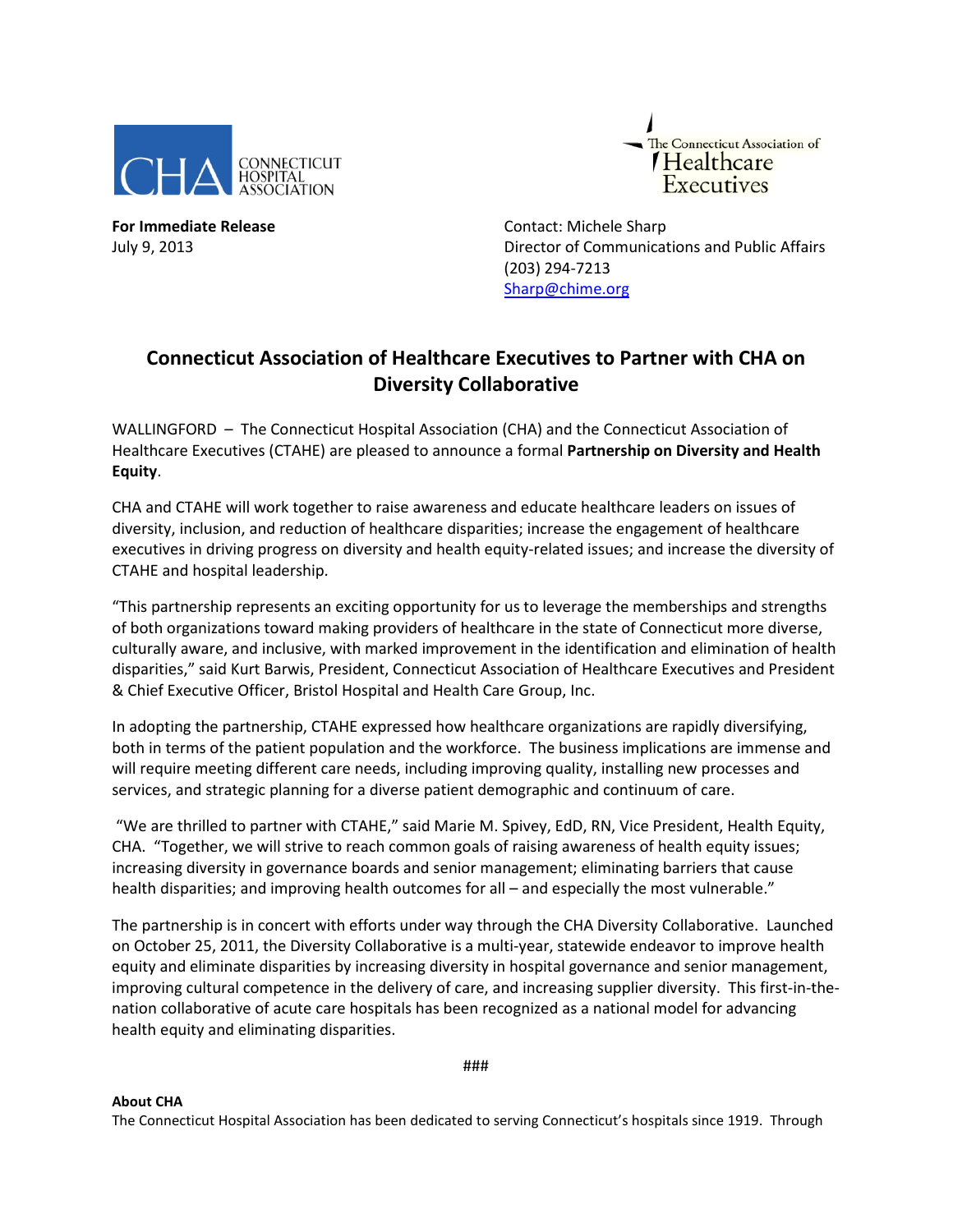CONNECTICUT HOSPITAL ASSOCIATION

The Connecticut Association of Healthcare Executives

**For Immediate Release**
July 9, 2013

Contact: Michele Sharp
Director of Communications and Public Affairs
(203) 294-7213
Sharp@chime.org

# Connecticut Association of Healthcare Executives to Partner with CHA on Diversity Collaborative

WALLINGFORD – The Connecticut Hospital Association (CHA) and the Connecticut Association of Healthcare Executives (CTAHE) are pleased to announce a formal **Partnership on Diversity and Health Equity**.

CHA and CTAHE will work together to raise awareness and educate healthcare leaders on issues of diversity, inclusion, and reduction of healthcare disparities; increase the engagement of healthcare executives in driving progress on diversity and health equity-related issues; and increase the diversity of CTAHE and hospital leadership.

"This partnership represents an exciting opportunity for us to leverage the memberships and strengths of both organizations toward making providers of healthcare in the state of Connecticut more diverse, culturally aware, and inclusive, with marked improvement in the identification and elimination of health disparities," said Kurt Barwis, President, Connecticut Association of Healthcare Executives and President & Chief Executive Officer, Bristol Hospital and Health Care Group, Inc.

In adopting the partnership, CTAHE expressed how healthcare organizations are rapidly diversifying, both in terms of the patient population and the workforce. The business implications are immense and will require meeting different care needs, including improving quality, installing new processes and services, and strategic planning for a diverse patient demographic and continuum of care.

"We are thrilled to partner with CTAHE," said Marie M. Spivey, EdD, RN, Vice President, Health Equity, CHA. "Together, we will strive to reach common goals of raising awareness of health equity issues; increasing diversity in governance boards and senior management; eliminating barriers that cause health disparities; and improving health outcomes for all – and especially the most vulnerable."

The partnership is in concert with efforts under way through the CHA Diversity Collaborative. Launched on October 25, 2011, the Diversity Collaborative is a multi-year, statewide endeavor to improve health equity and eliminate disparities by increasing diversity in hospital governance and senior management, improving cultural competence in the delivery of care, and increasing supplier diversity. This first-in-the-nation collaborative of acute care hospitals has been recognized as a national model for advancing health equity and eliminating disparities.

###

**About CHA**
The Connecticut Hospital Association has been dedicated to serving Connecticut's hospitals since 1919. Through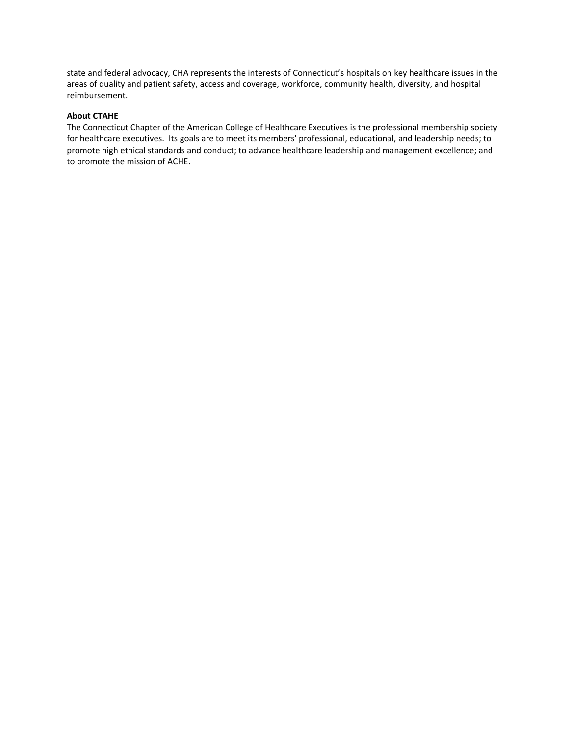state and federal advocacy, CHA represents the interests of Connecticut's hospitals on key healthcare issues in the areas of quality and patient safety, access and coverage, workforce, community health, diversity, and hospital reimbursement.

**About CTAHE**

The Connecticut Chapter of the American College of Healthcare Executives is the professional membership society for healthcare executives. Its goals are to meet its members' professional, educational, and leadership needs; to promote high ethical standards and conduct; to advance healthcare leadership and management excellence; and to promote the mission of ACHE.